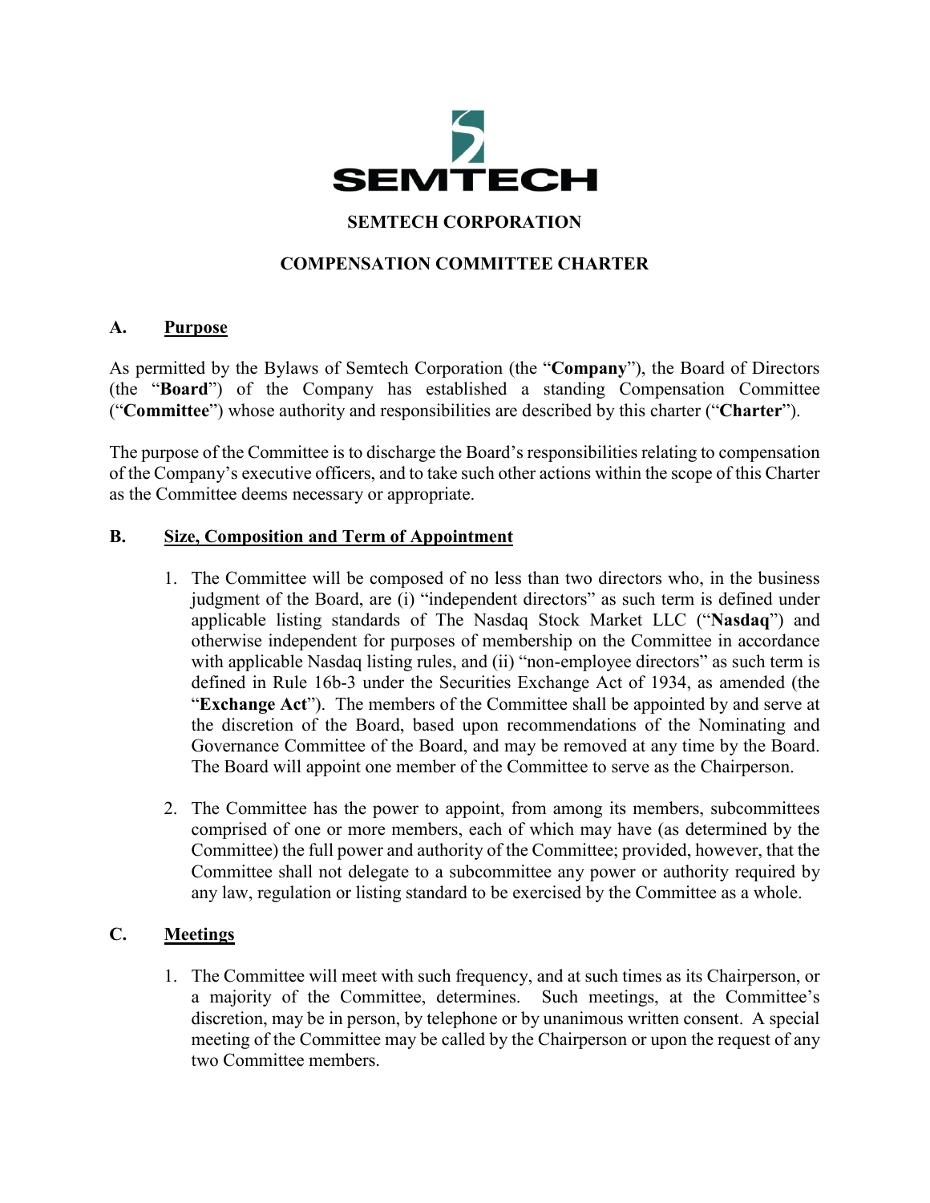# SEMTECH CORPORATION

## COMPENSATION COMMITTEE CHARTER

### A. Purpose

As permitted by the Bylaws of Semtech Corporation (the "**Company**"), the Board of Directors (the "**Board**") of the Company has established a standing Compensation Committee ("**Committee**") whose authority and responsibilities are described by this charter ("**Charter**").

The purpose of the Committee is to discharge the Board's responsibilities relating to compensation of the Company's executive officers, and to take such other actions within the scope of this Charter as the Committee deems necessary or appropriate.

### B. Size, Composition and Term of Appointment

1. The Committee will be composed of no less than two directors who, in the business judgment of the Board, are (i) "independent directors" as such term is defined under applicable listing standards of The Nasdaq Stock Market LLC ("**Nasdaq**") and otherwise independent for purposes of membership on the Committee in accordance with applicable Nasdaq listing rules, and (ii) "non-employee directors" as such term is defined in Rule 16b-3 under the Securities Exchange Act of 1934, as amended (the "**Exchange Act**"). The members of the Committee shall be appointed by and serve at the discretion of the Board, based upon recommendations of the Nominating and Governance Committee of the Board, and may be removed at any time by the Board. The Board will appoint one member of the Committee to serve as the Chairperson.

2. The Committee has the power to appoint, from among its members, subcommittees comprised of one or more members, each of which may have (as determined by the Committee) the full power and authority of the Committee; provided, however, that the Committee shall not delegate to a subcommittee any power or authority required by any law, regulation or listing standard to be exercised by the Committee as a whole.

### C. Meetings

1. The Committee will meet with such frequency, and at such times as its Chairperson, or a majority of the Committee, determines. Such meetings, at the Committee's discretion, may be in person, by telephone or by unanimous written consent. A special meeting of the Committee may be called by the Chairperson or upon the request of any two Committee members.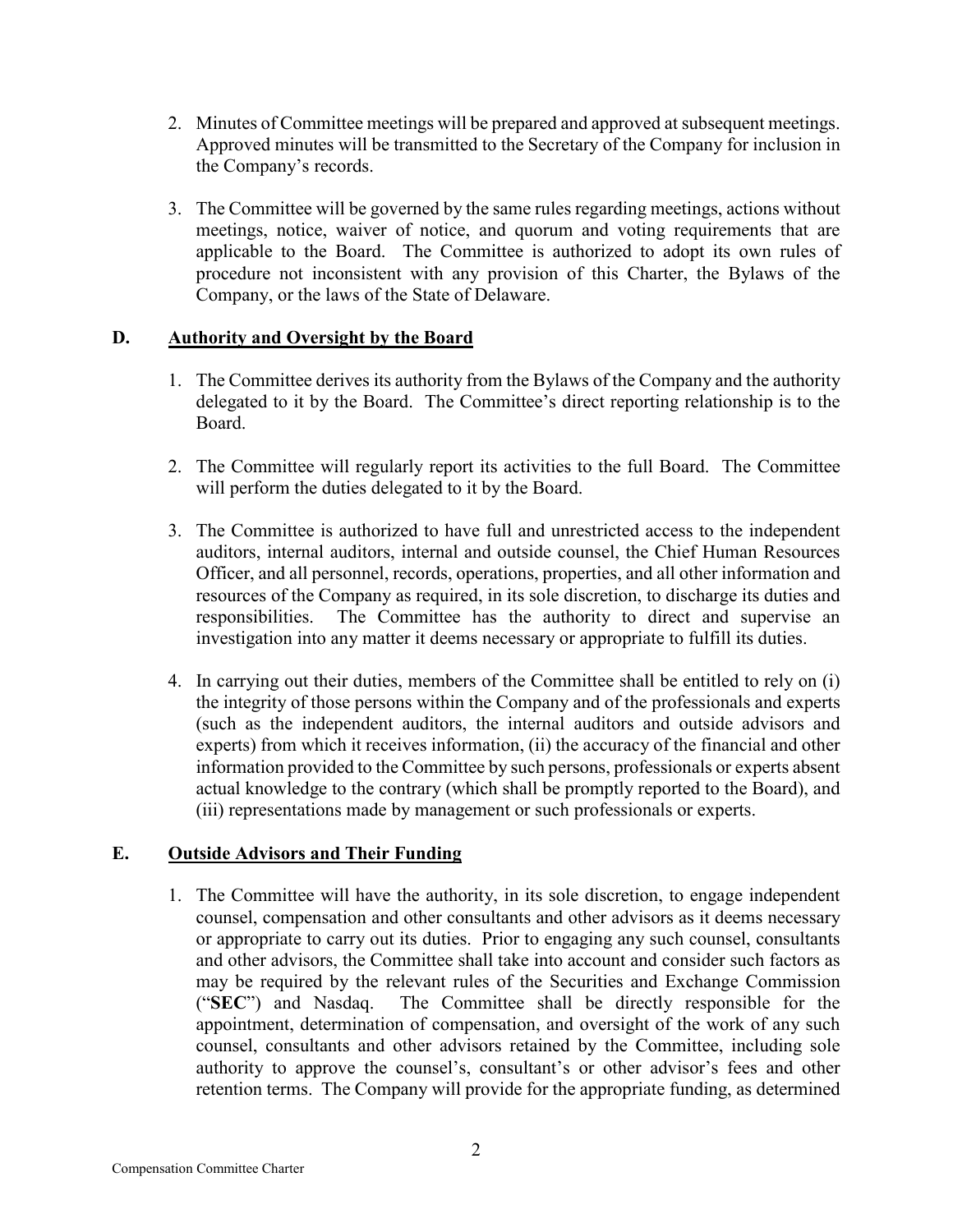2. Minutes of Committee meetings will be prepared and approved at subsequent meetings. Approved minutes will be transmitted to the Secretary of the Company for inclusion in the Company's records.

3. The Committee will be governed by the same rules regarding meetings, actions without meetings, notice, waiver of notice, and quorum and voting requirements that are applicable to the Board. The Committee is authorized to adopt its own rules of procedure not inconsistent with any provision of this Charter, the Bylaws of the Company, or the laws of the State of Delaware.

## D. Authority and Oversight by the Board

1. The Committee derives its authority from the Bylaws of the Company and the authority delegated to it by the Board. The Committee's direct reporting relationship is to the Board.

2. The Committee will regularly report its activities to the full Board. The Committee will perform the duties delegated to it by the Board.

3. The Committee is authorized to have full and unrestricted access to the independent auditors, internal auditors, internal and outside counsel, the Chief Human Resources Officer, and all personnel, records, operations, properties, and all other information and resources of the Company as required, in its sole discretion, to discharge its duties and responsibilities. The Committee has the authority to direct and supervise an investigation into any matter it deems necessary or appropriate to fulfill its duties.

4. In carrying out their duties, members of the Committee shall be entitled to rely on (i) the integrity of those persons within the Company and of the professionals and experts (such as the independent auditors, the internal auditors and outside advisors and experts) from which it receives information, (ii) the accuracy of the financial and other information provided to the Committee by such persons, professionals or experts absent actual knowledge to the contrary (which shall be promptly reported to the Board), and (iii) representations made by management or such professionals or experts.

## E. Outside Advisors and Their Funding

1. The Committee will have the authority, in its sole discretion, to engage independent counsel, compensation and other consultants and other advisors as it deems necessary or appropriate to carry out its duties. Prior to engaging any such counsel, consultants and other advisors, the Committee shall take into account and consider such factors as may be required by the relevant rules of the Securities and Exchange Commission ("**SEC**") and Nasdaq. The Committee shall be directly responsible for the appointment, determination of compensation, and oversight of the work of any such counsel, consultants and other advisors retained by the Committee, including sole authority to approve the counsel's, consultant's or other advisor's fees and other retention terms. The Company will provide for the appropriate funding, as determined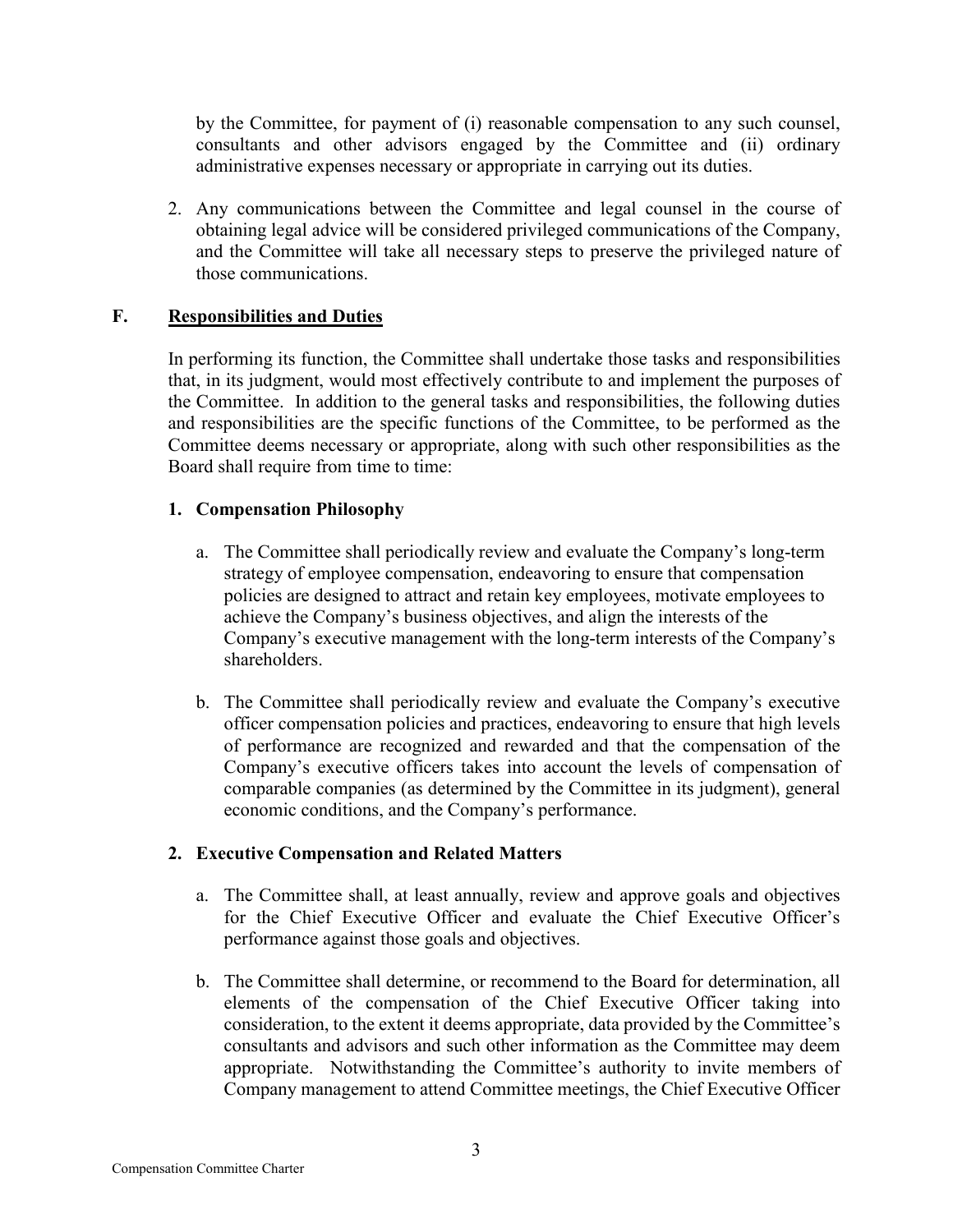by the Committee, for payment of (i) reasonable compensation to any such counsel, consultants and other advisors engaged by the Committee and (ii) ordinary administrative expenses necessary or appropriate in carrying out its duties.

2. Any communications between the Committee and legal counsel in the course of obtaining legal advice will be considered privileged communications of the Company, and the Committee will take all necessary steps to preserve the privileged nature of those communications.

## F. Responsibilities and Duties

In performing its function, the Committee shall undertake those tasks and responsibilities that, in its judgment, would most effectively contribute to and implement the purposes of the Committee. In addition to the general tasks and responsibilities, the following duties and responsibilities are the specific functions of the Committee, to be performed as the Committee deems necessary or appropriate, along with such other responsibilities as the Board shall require from time to time:

### 1. Compensation Philosophy

a. The Committee shall periodically review and evaluate the Company's long-term strategy of employee compensation, endeavoring to ensure that compensation policies are designed to attract and retain key employees, motivate employees to achieve the Company's business objectives, and align the interests of the Company's executive management with the long-term interests of the Company's shareholders.

b. The Committee shall periodically review and evaluate the Company's executive officer compensation policies and practices, endeavoring to ensure that high levels of performance are recognized and rewarded and that the compensation of the Company's executive officers takes into account the levels of compensation of comparable companies (as determined by the Committee in its judgment), general economic conditions, and the Company's performance.

### 2. Executive Compensation and Related Matters

a. The Committee shall, at least annually, review and approve goals and objectives for the Chief Executive Officer and evaluate the Chief Executive Officer's performance against those goals and objectives.

b. The Committee shall determine, or recommend to the Board for determination, all elements of the compensation of the Chief Executive Officer taking into consideration, to the extent it deems appropriate, data provided by the Committee's consultants and advisors and such other information as the Committee may deem appropriate. Notwithstanding the Committee's authority to invite members of Company management to attend Committee meetings, the Chief Executive Officer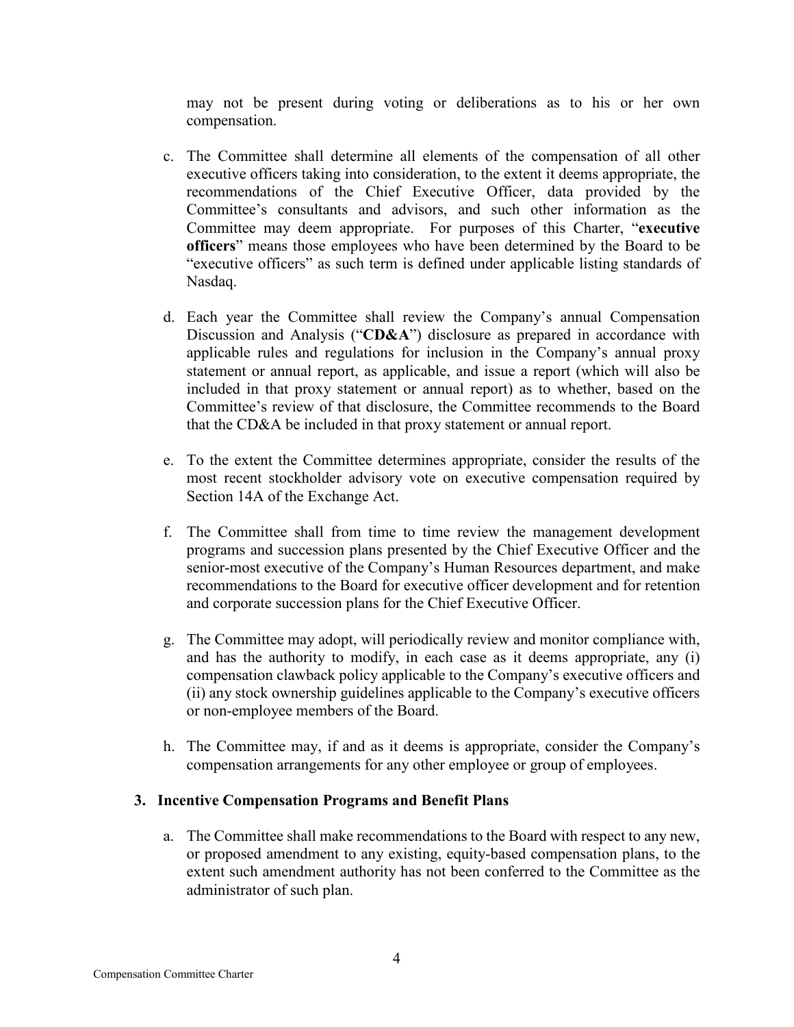may not be present during voting or deliberations as to his or her own compensation.

c. The Committee shall determine all elements of the compensation of all other executive officers taking into consideration, to the extent it deems appropriate, the recommendations of the Chief Executive Officer, data provided by the Committee's consultants and advisors, and such other information as the Committee may deem appropriate. For purposes of this Charter, "**executive officers**" means those employees who have been determined by the Board to be "executive officers" as such term is defined under applicable listing standards of Nasdaq.

d. Each year the Committee shall review the Company's annual Compensation Discussion and Analysis ("**CD&A**") disclosure as prepared in accordance with applicable rules and regulations for inclusion in the Company's annual proxy statement or annual report, as applicable, and issue a report (which will also be included in that proxy statement or annual report) as to whether, based on the Committee's review of that disclosure, the Committee recommends to the Board that the CD&A be included in that proxy statement or annual report.

e. To the extent the Committee determines appropriate, consider the results of the most recent stockholder advisory vote on executive compensation required by Section 14A of the Exchange Act.

f. The Committee shall from time to time review the management development programs and succession plans presented by the Chief Executive Officer and the senior-most executive of the Company's Human Resources department, and make recommendations to the Board for executive officer development and for retention and corporate succession plans for the Chief Executive Officer.

g. The Committee may adopt, will periodically review and monitor compliance with, and has the authority to modify, in each case as it deems appropriate, any (i) compensation clawback policy applicable to the Company's executive officers and (ii) any stock ownership guidelines applicable to the Company's executive officers or non-employee members of the Board.

h. The Committee may, if and as it deems is appropriate, consider the Company's compensation arrangements for any other employee or group of employees.

### 3. Incentive Compensation Programs and Benefit Plans

a. The Committee shall make recommendations to the Board with respect to any new, or proposed amendment to any existing, equity-based compensation plans, to the extent such amendment authority has not been conferred to the Committee as the administrator of such plan.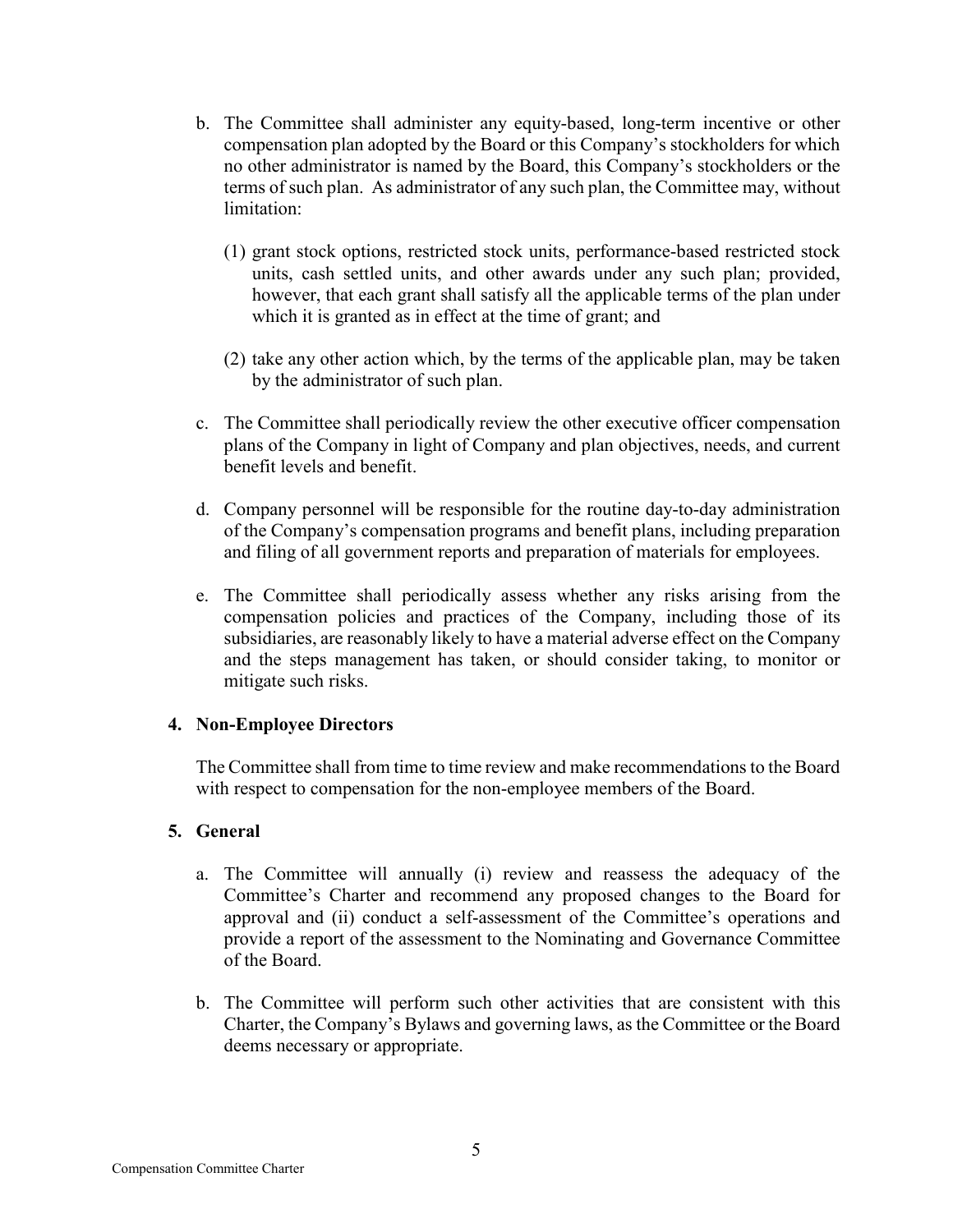b. The Committee shall administer any equity-based, long-term incentive or other compensation plan adopted by the Board or this Company's stockholders for which no other administrator is named by the Board, this Company's stockholders or the terms of such plan. As administrator of any such plan, the Committee may, without limitation:

   (1) grant stock options, restricted stock units, performance-based restricted stock units, cash settled units, and other awards under any such plan; provided, however, that each grant shall satisfy all the applicable terms of the plan under which it is granted as in effect at the time of grant; and

   (2) take any other action which, by the terms of the applicable plan, may be taken by the administrator of such plan.

c. The Committee shall periodically review the other executive officer compensation plans of the Company in light of Company and plan objectives, needs, and current benefit levels and benefit.

d. Company personnel will be responsible for the routine day-to-day administration of the Company's compensation programs and benefit plans, including preparation and filing of all government reports and preparation of materials for employees.

e. The Committee shall periodically assess whether any risks arising from the compensation policies and practices of the Company, including those of its subsidiaries, are reasonably likely to have a material adverse effect on the Company and the steps management has taken, or should consider taking, to monitor or mitigate such risks.

## 4. Non-Employee Directors

The Committee shall from time to time review and make recommendations to the Board with respect to compensation for the non-employee members of the Board.

## 5. General

a. The Committee will annually (i) review and reassess the adequacy of the Committee's Charter and recommend any proposed changes to the Board for approval and (ii) conduct a self-assessment of the Committee's operations and provide a report of the assessment to the Nominating and Governance Committee of the Board.

b. The Committee will perform such other activities that are consistent with this Charter, the Company's Bylaws and governing laws, as the Committee or the Board deems necessary or appropriate.